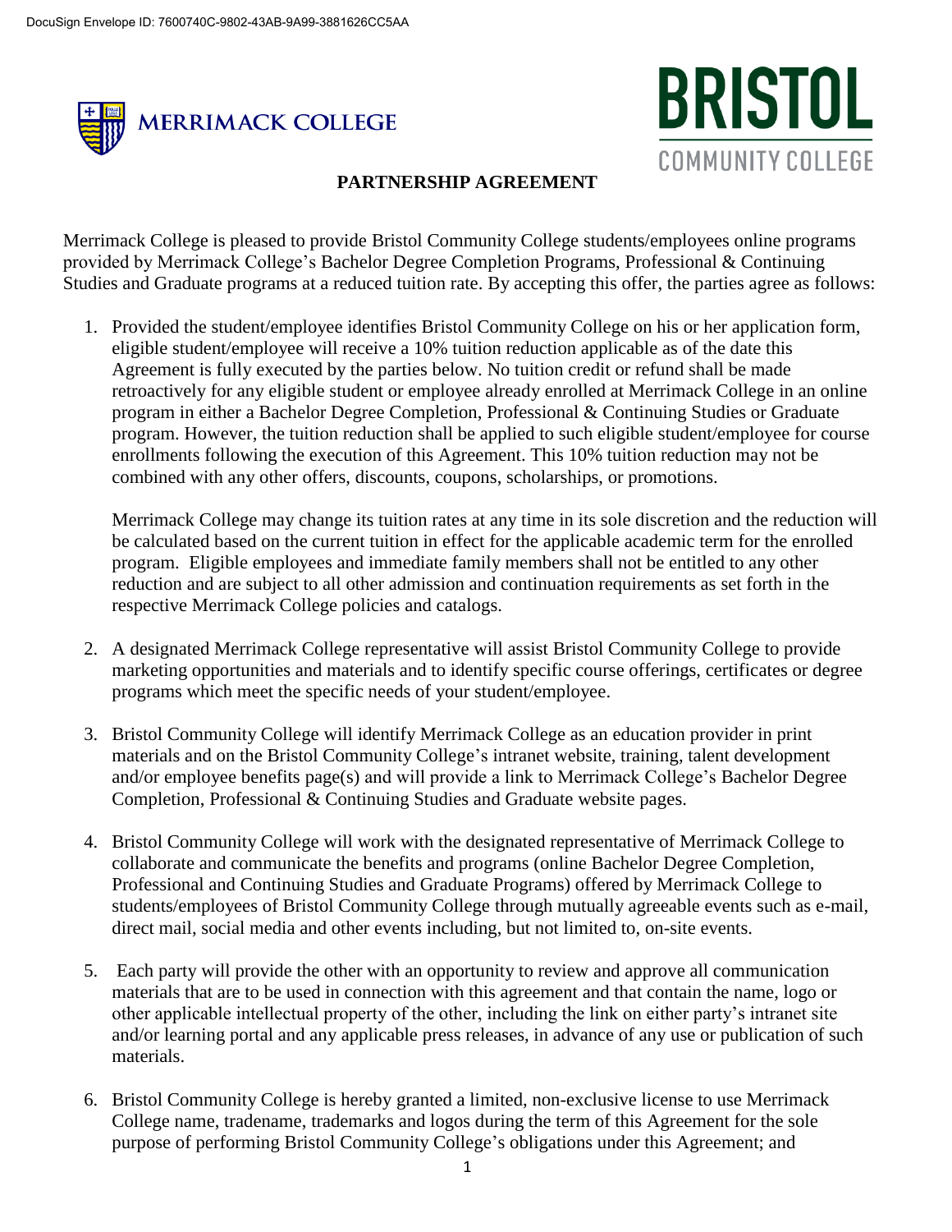DocuSign Envelope ID: 7600740C-9802-43AB-9A99-3881626CC5AA

MERRIMACK COLLEGE

BRISTOL
COMMUNITY COLLEGE

# PARTNERSHIP AGREEMENT

Merrimack College is pleased to provide Bristol Community College students/employees online programs provided by Merrimack College's Bachelor Degree Completion Programs, Professional & Continuing Studies and Graduate programs at a reduced tuition rate. By accepting this offer, the parties agree as follows:

1. Provided the student/employee identifies Bristol Community College on his or her application form, eligible student/employee will receive a 10% tuition reduction applicable as of the date this Agreement is fully executed by the parties below. No tuition credit or refund shall be made retroactively for any eligible student or employee already enrolled at Merrimack College in an online program in either a Bachelor Degree Completion, Professional & Continuing Studies or Graduate program. However, the tuition reduction shall be applied to such eligible student/employee for course enrollments following the execution of this Agreement. This 10% tuition reduction may not be combined with any other offers, discounts, coupons, scholarships, or promotions.

   Merrimack College may change its tuition rates at any time in its sole discretion and the reduction will be calculated based on the current tuition in effect for the applicable academic term for the enrolled program. Eligible employees and immediate family members shall not be entitled to any other reduction and are subject to all other admission and continuation requirements as set forth in the respective Merrimack College policies and catalogs.

2. A designated Merrimack College representative will assist Bristol Community College to provide marketing opportunities and materials and to identify specific course offerings, certificates or degree programs which meet the specific needs of your student/employee.

3. Bristol Community College will identify Merrimack College as an education provider in print materials and on the Bristol Community College's intranet website, training, talent development and/or employee benefits page(s) and will provide a link to Merrimack College's Bachelor Degree Completion, Professional & Continuing Studies and Graduate website pages.

4. Bristol Community College will work with the designated representative of Merrimack College to collaborate and communicate the benefits and programs (online Bachelor Degree Completion, Professional and Continuing Studies and Graduate Programs) offered by Merrimack College to students/employees of Bristol Community College through mutually agreeable events such as e-mail, direct mail, social media and other events including, but not limited to, on-site events.

5. Each party will provide the other with an opportunity to review and approve all communication materials that are to be used in connection with this agreement and that contain the name, logo or other applicable intellectual property of the other, including the link on either party's intranet site and/or learning portal and any applicable press releases, in advance of any use or publication of such materials.

6. Bristol Community College is hereby granted a limited, non-exclusive license to use Merrimack College name, tradename, trademarks and logos during the term of this Agreement for the sole purpose of performing Bristol Community College's obligations under this Agreement; and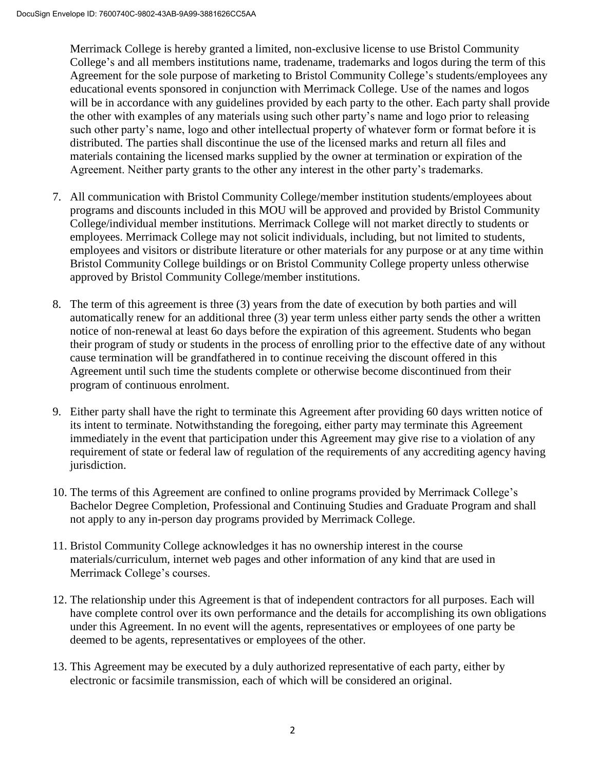Merrimack College is hereby granted a limited, non-exclusive license to use Bristol Community College's and all members institutions name, tradename, trademarks and logos during the term of this Agreement for the sole purpose of marketing to Bristol Community College's students/employees any educational events sponsored in conjunction with Merrimack College. Use of the names and logos will be in accordance with any guidelines provided by each party to the other. Each party shall provide the other with examples of any materials using such other party's name and logo prior to releasing such other party's name, logo and other intellectual property of whatever form or format before it is distributed. The parties shall discontinue the use of the licensed marks and return all files and materials containing the licensed marks supplied by the owner at termination or expiration of the Agreement. Neither party grants to the other any interest in the other party's trademarks.

7. All communication with Bristol Community College/member institution students/employees about programs and discounts included in this MOU will be approved and provided by Bristol Community College/individual member institutions. Merrimack College will not market directly to students or employees. Merrimack College may not solicit individuals, including, but not limited to students, employees and visitors or distribute literature or other materials for any purpose or at any time within Bristol Community College buildings or on Bristol Community College property unless otherwise approved by Bristol Community College/member institutions.

8. The term of this agreement is three (3) years from the date of execution by both parties and will automatically renew for an additional three (3) year term unless either party sends the other a written notice of non-renewal at least 6o days before the expiration of this agreement. Students who began their program of study or students in the process of enrolling prior to the effective date of any without cause termination will be grandfathered in to continue receiving the discount offered in this Agreement until such time the students complete or otherwise become discontinued from their program of continuous enrolment.

9. Either party shall have the right to terminate this Agreement after providing 60 days written notice of its intent to terminate. Notwithstanding the foregoing, either party may terminate this Agreement immediately in the event that participation under this Agreement may give rise to a violation of any requirement of state or federal law of regulation of the requirements of any accrediting agency having jurisdiction.

10. The terms of this Agreement are confined to online programs provided by Merrimack College's Bachelor Degree Completion, Professional and Continuing Studies and Graduate Program and shall not apply to any in-person day programs provided by Merrimack College.

11. Bristol Community College acknowledges it has no ownership interest in the course materials/curriculum, internet web pages and other information of any kind that are used in Merrimack College's courses.

12. The relationship under this Agreement is that of independent contractors for all purposes. Each will have complete control over its own performance and the details for accomplishing its own obligations under this Agreement. In no event will the agents, representatives or employees of one party be deemed to be agents, representatives or employees of the other.

13. This Agreement may be executed by a duly authorized representative of each party, either by electronic or facsimile transmission, each of which will be considered an original.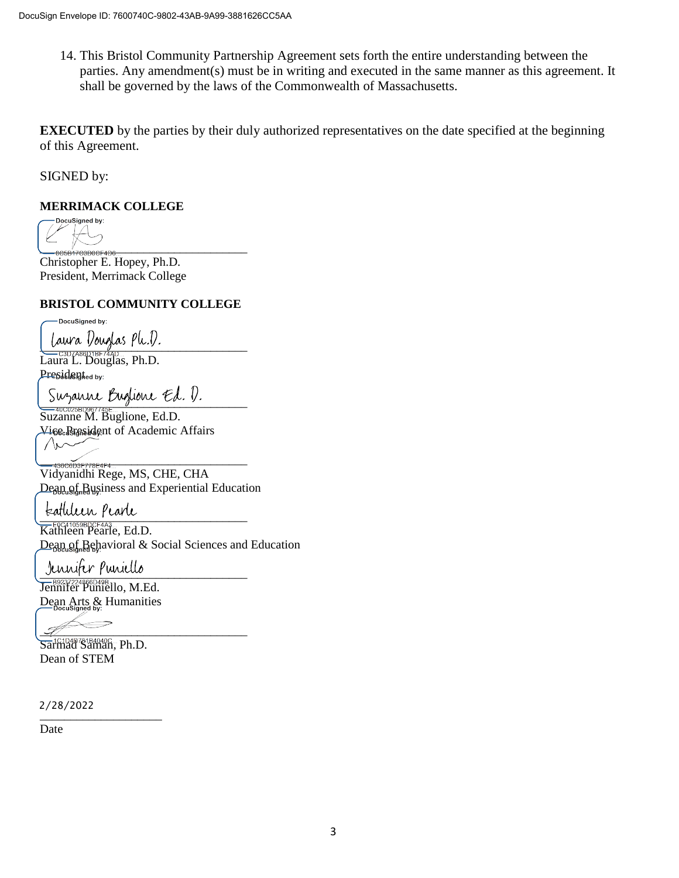14. This Bristol Community Partnership Agreement sets forth the entire understanding between the parties. Any amendment(s) must be in writing and executed in the same manner as this agreement. It shall be governed by the laws of the Commonwealth of Massachusetts.

**EXECUTED** by the parties by their duly authorized representatives on the date specified at the beginning of this Agreement.

SIGNED by:

**MERRIMACK COLLEGE**

Christopher E. Hopey, Ph.D.
President, Merrimack College

**BRISTOL COMMUNITY COLLEGE**

Laura L. Douglas, Ph.D.
President

Suzanne M. Buglione, Ed.D.
Vice President of Academic Affairs

Vidyanidhi Rege, MS, CHE, CHA
Dean of Business and Experiential Education

Kathleen Pearle, Ed.D.
Dean of Behavioral & Social Sciences and Education

Jennifer Puniello, M.Ed.
Dean Arts & Humanities

Sarmad Saman, Ph.D.
Dean of STEM

2/28/2022

Date